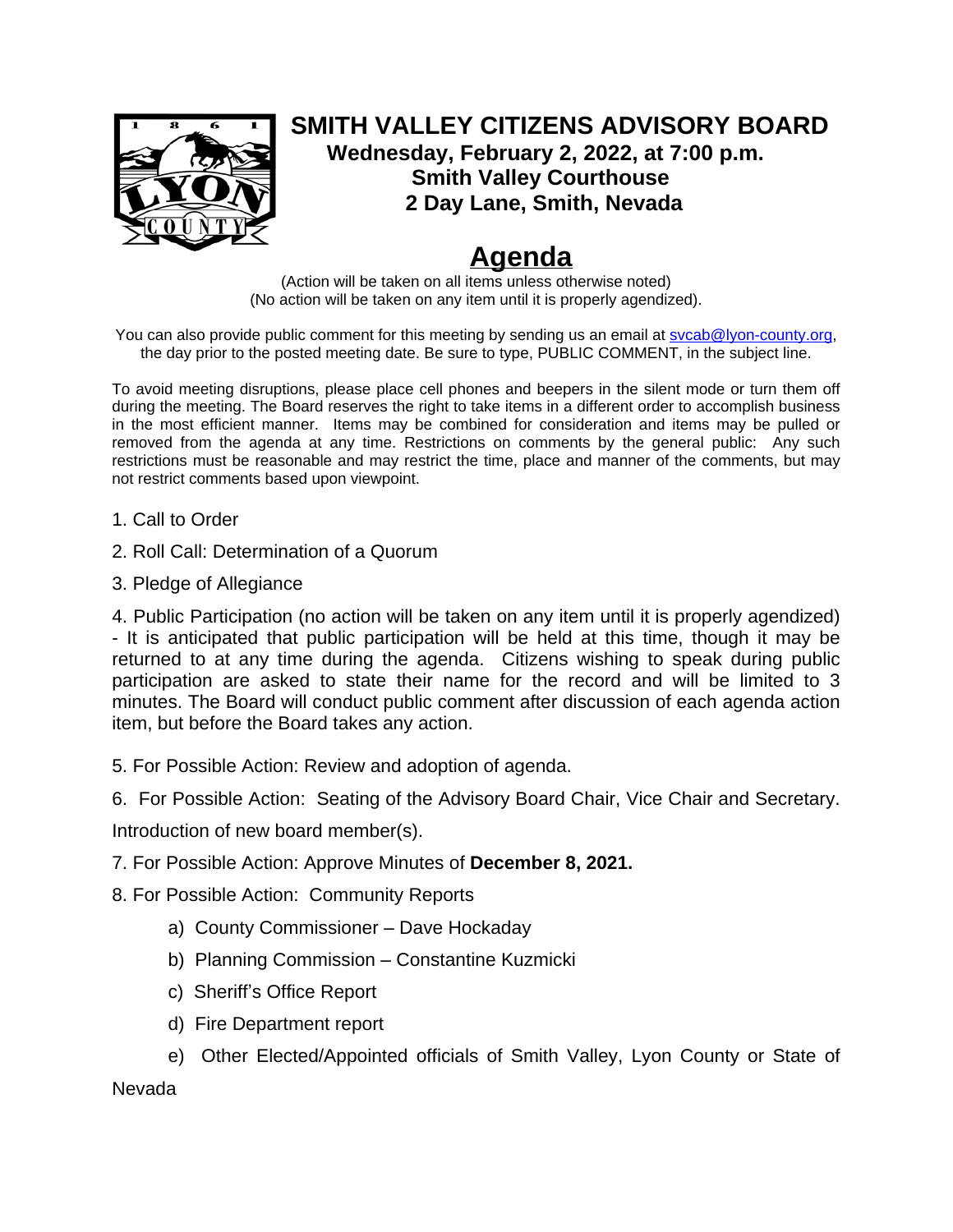# SMITH VALLEY CITIZENS ADVISORY BOARD

**Wednesday, February 2, 2022, at 7:00 p.m.**
**Smith Valley Courthouse**
**2 Day Lane, Smith, Nevada**

## Agenda

(Action will be taken on all items unless otherwise noted)
(No action will be taken on any item until it is properly agendized).

You can also provide public comment for this meeting by sending us an email at svcab@lyon-county.org, the day prior to the posted meeting date. Be sure to type, PUBLIC COMMENT, in the subject line.

To avoid meeting disruptions, please place cell phones and beepers in the silent mode or turn them off during the meeting. The Board reserves the right to take items in a different order to accomplish business in the most efficient manner. Items may be combined for consideration and items may be pulled or removed from the agenda at any time. Restrictions on comments by the general public: Any such restrictions must be reasonable and may restrict the time, place and manner of the comments, but may not restrict comments based upon viewpoint.

1. Call to Order
2. Roll Call: Determination of a Quorum
3. Pledge of Allegiance
4. Public Participation (no action will be taken on any item until it is properly agendized) - It is anticipated that public participation will be held at this time, though it may be returned to at any time during the agenda. Citizens wishing to speak during public participation are asked to state their name for the record and will be limited to 3 minutes. The Board will conduct public comment after discussion of each agenda action item, but before the Board takes any action.
5. For Possible Action: Review and adoption of agenda.
6. For Possible Action: Seating of the Advisory Board Chair, Vice Chair and Secretary. Introduction of new board member(s).
7. For Possible Action: Approve Minutes of **December 8, 2021.**
8. For Possible Action: Community Reports
    a) County Commissioner – Dave Hockaday
    b) Planning Commission – Constantine Kuzmicki
    c) Sheriff's Office Report
    d) Fire Department report
    e) Other Elected/Appointed officials of Smith Valley, Lyon County or State of Nevada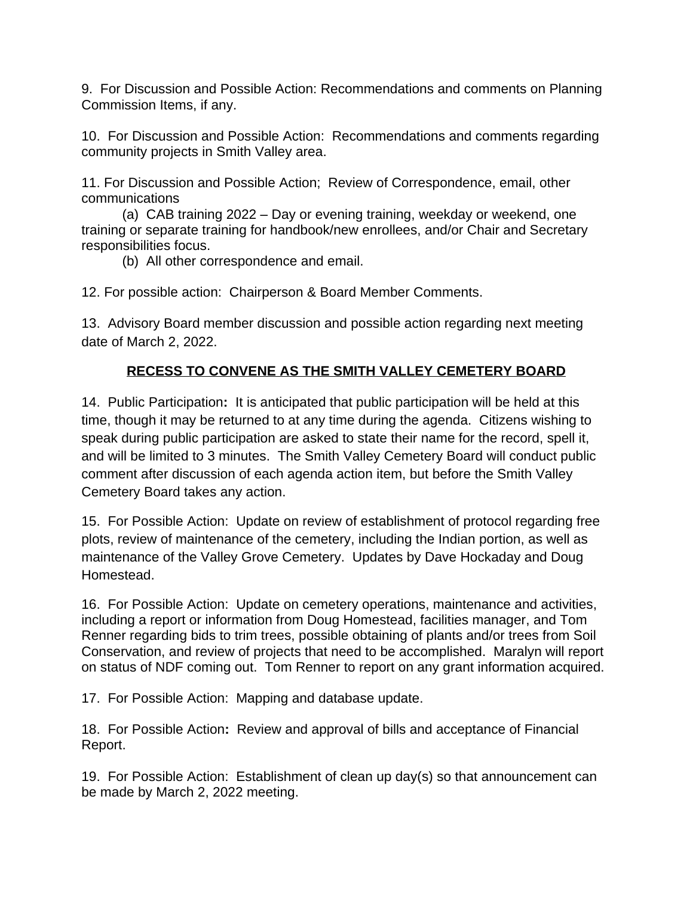9. For Discussion and Possible Action: Recommendations and comments on Planning Commission Items, if any.

10. For Discussion and Possible Action: Recommendations and comments regarding community projects in Smith Valley area.

11. For Discussion and Possible Action; Review of Correspondence, email, other communications

(a) CAB training 2022 – Day or evening training, weekday or weekend, one training or separate training for handbook/new enrollees, and/or Chair and Secretary responsibilities focus.

(b) All other correspondence and email.

12. For possible action: Chairperson & Board Member Comments.

13. Advisory Board member discussion and possible action regarding next meeting date of March 2, 2022.

**RECESS TO CONVENE AS THE SMITH VALLEY CEMETERY BOARD**

14. Public Participation**:** It is anticipated that public participation will be held at this time, though it may be returned to at any time during the agenda. Citizens wishing to speak during public participation are asked to state their name for the record, spell it, and will be limited to 3 minutes. The Smith Valley Cemetery Board will conduct public comment after discussion of each agenda action item, but before the Smith Valley Cemetery Board takes any action.

15. For Possible Action: Update on review of establishment of protocol regarding free plots, review of maintenance of the cemetery, including the Indian portion, as well as maintenance of the Valley Grove Cemetery. Updates by Dave Hockaday and Doug Homestead.

16. For Possible Action: Update on cemetery operations, maintenance and activities, including a report or information from Doug Homestead, facilities manager, and Tom Renner regarding bids to trim trees, possible obtaining of plants and/or trees from Soil Conservation, and review of projects that need to be accomplished. Maralyn will report on status of NDF coming out. Tom Renner to report on any grant information acquired.

17. For Possible Action: Mapping and database update.

18. For Possible Action**:** Review and approval of bills and acceptance of Financial Report.

19. For Possible Action: Establishment of clean up day(s) so that announcement can be made by March 2, 2022 meeting.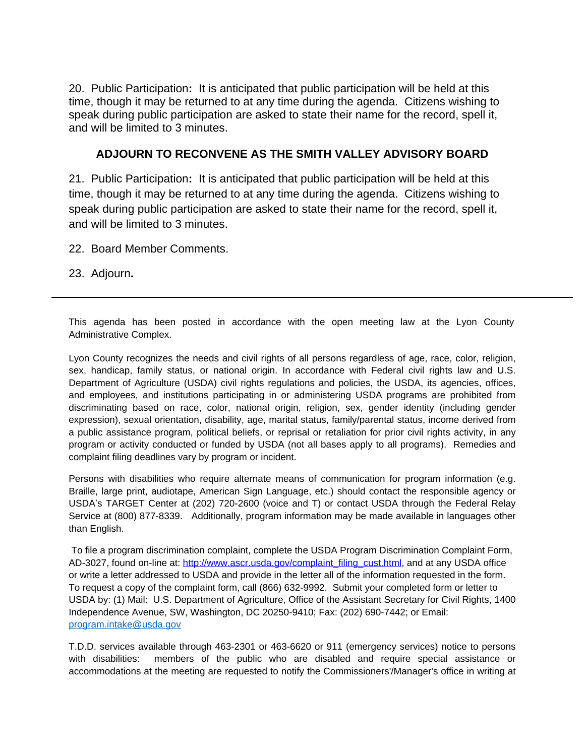20. Public Participation**:** It is anticipated that public participation will be held at this time, though it may be returned to at any time during the agenda. Citizens wishing to speak during public participation are asked to state their name for the record, spell it, and will be limited to 3 minutes.

## ADJOURN TO RECONVENE AS THE SMITH VALLEY ADVISORY BOARD

21. Public Participation**:** It is anticipated that public participation will be held at this time, though it may be returned to at any time during the agenda. Citizens wishing to speak during public participation are asked to state their name for the record, spell it, and will be limited to 3 minutes.

22. Board Member Comments.

23. Adjourn**.**

---

This agenda has been posted in accordance with the open meeting law at the Lyon County Administrative Complex.

Lyon County recognizes the needs and civil rights of all persons regardless of age, race, color, religion, sex, handicap, family status, or national origin. In accordance with Federal civil rights law and U.S. Department of Agriculture (USDA) civil rights regulations and policies, the USDA, its agencies, offices, and employees, and institutions participating in or administering USDA programs are prohibited from discriminating based on race, color, national origin, religion, sex, gender identity (including gender expression), sexual orientation, disability, age, marital status, family/parental status, income derived from a public assistance program, political beliefs, or reprisal or retaliation for prior civil rights activity, in any program or activity conducted or funded by USDA (not all bases apply to all programs). Remedies and complaint filing deadlines vary by program or incident.

Persons with disabilities who require alternate means of communication for program information (e.g. Braille, large print, audiotape, American Sign Language, etc.) should contact the responsible agency or USDA's TARGET Center at (202) 720-2600 (voice and T) or contact USDA through the Federal Relay Service at (800) 877-8339. Additionally, program information may be made available in languages other than English.

To file a program discrimination complaint, complete the USDA Program Discrimination Complaint Form, AD-3027, found on-line at: [http://www.ascr.usda.gov/complaint_filing_cust.html](http://www.ascr.usda.gov/complaint_filing_cust.html), and at any USDA office or write a letter addressed to USDA and provide in the letter all of the information requested in the form. To request a copy of the complaint form, call (866) 632-9992. Submit your completed form or letter to USDA by: (1) Mail: U.S. Department of Agriculture, Office of the Assistant Secretary for Civil Rights, 1400 Independence Avenue, SW, Washington, DC 20250-9410; Fax: (202) 690-7442; or Email: [program.intake@usda.gov](mailto:program.intake@usda.gov)

T.D.D. services available through 463-2301 or 463-6620 or 911 (emergency services) notice to persons with disabilities: members of the public who are disabled and require special assistance or accommodations at the meeting are requested to notify the Commissioners'/Manager's office in writing at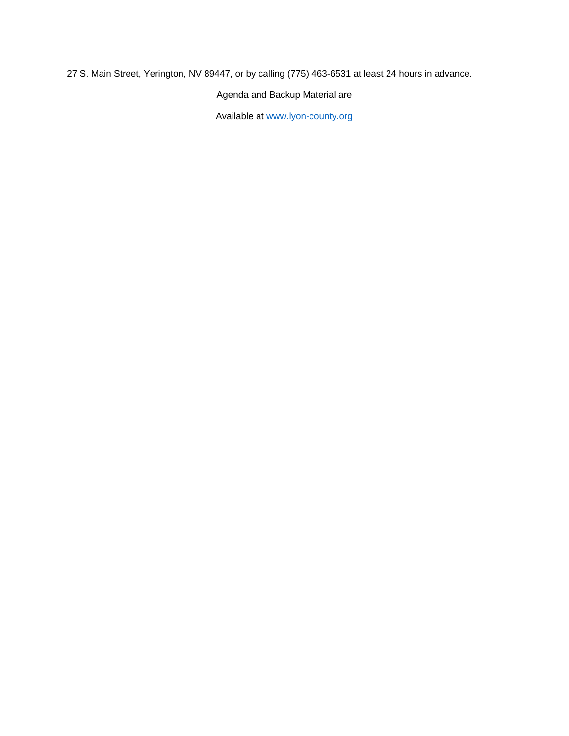27 S. Main Street, Yerington, NV 89447, or by calling (775) 463-6531 at least 24 hours in advance.

Agenda and Backup Material are

Available at [www.lyon-county.org](http://www.lyon-county.org)